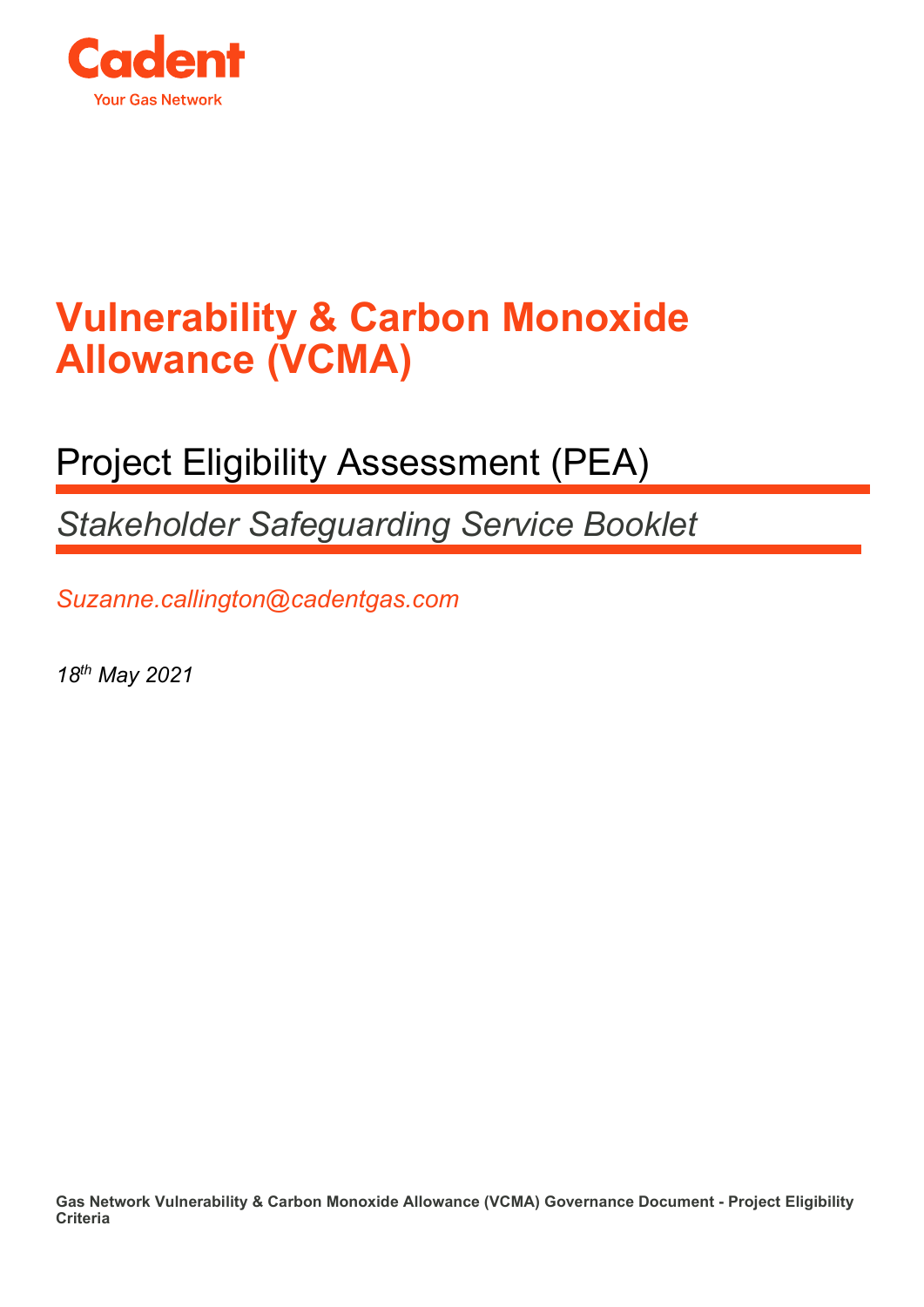Cadent

Your Gas Network

# Vulnerability & Carbon Monoxide Allowance (VCMA)

## Project Eligibility Assessment (PEA)

### *Stakeholder Safeguarding Service Booklet*

*Suzanne.callington@cadentgas.com*

*18th May 2021*

**Gas Network Vulnerability & Carbon Monoxide Allowance (VCMA) Governance Document - Project Eligibility Criteria**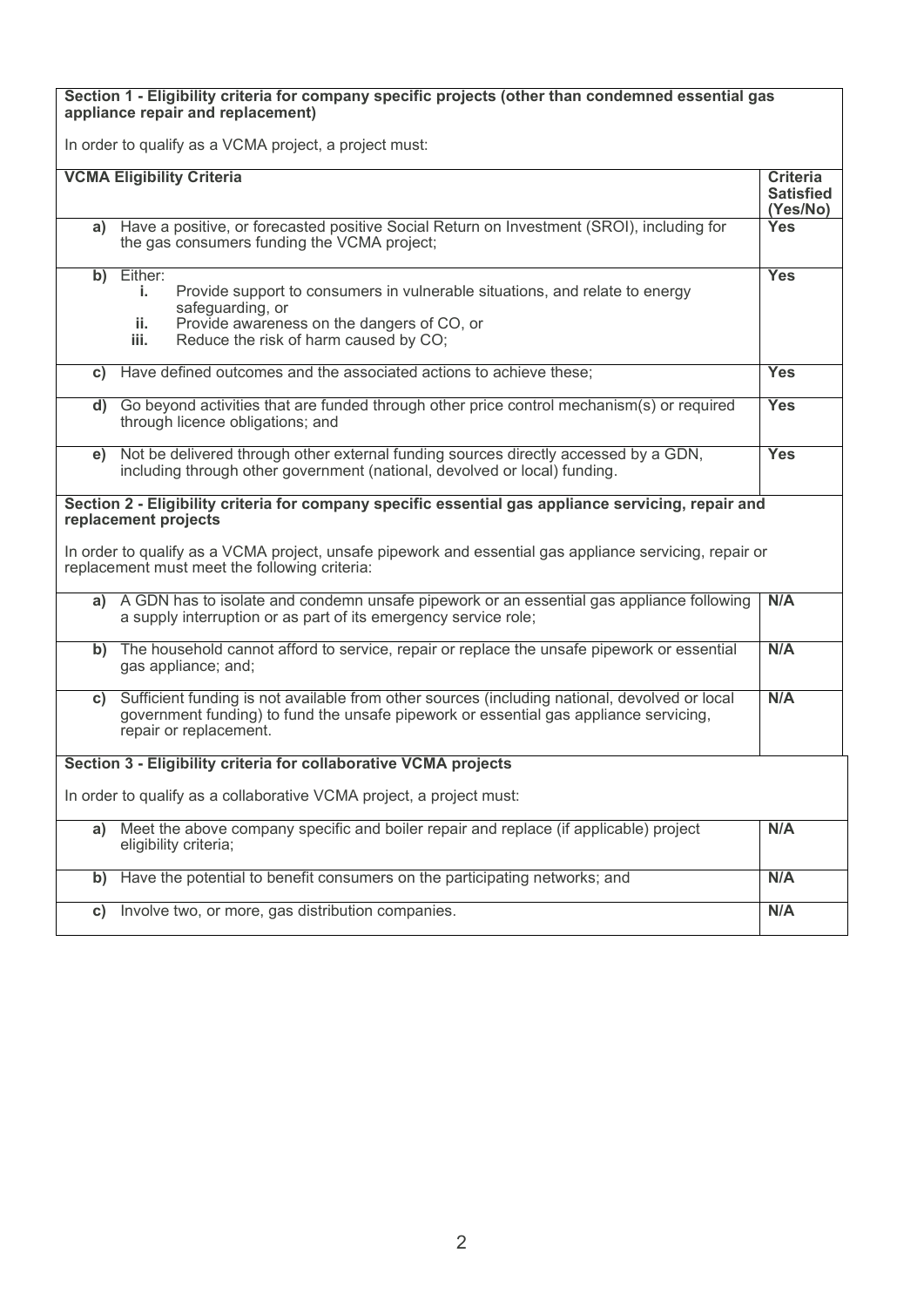| Section 1 - Eligibility criteria for company specific projects (other than condemned essential gas appliance repair and replacement) | |
|---|---|
| In order to qualify as a VCMA project, a project must: | |
| **VCMA Eligibility Criteria** | **Criteria Satisfied (Yes/No)** |
| **a)** Have a positive, or forecasted positive Social Return on Investment (SROI), including for the gas consumers funding the VCMA project; | **Yes** |
| **b)** Either: **i.** Provide support to consumers in vulnerable situations, and relate to energy safeguarding, or **ii.** Provide awareness on the dangers of CO, or **iii.** Reduce the risk of harm caused by CO; | **Yes** |
| **c)** Have defined outcomes and the associated actions to achieve these; | **Yes** |
| **d)** Go beyond activities that are funded through other price control mechanism(s) or required through licence obligations; and | **Yes** |
| **e)** Not be delivered through other external funding sources directly accessed by a GDN, including through other government (national, devolved or local) funding. | **Yes** |
| **Section 2 - Eligibility criteria for company specific essential gas appliance servicing, repair and replacement projects** | |
| In order to qualify as a VCMA project, unsafe pipework and essential gas appliance servicing, repair or replacement must meet the following criteria: | |
| **a)** A GDN has to isolate and condemn unsafe pipework or an essential gas appliance following a supply interruption or as part of its emergency service role; | **N/A** |
| **b)** The household cannot afford to service, repair or replace the unsafe pipework or essential gas appliance; and; | **N/A** |
| **c)** Sufficient funding is not available from other sources (including national, devolved or local government funding) to fund the unsafe pipework or essential gas appliance servicing, repair or replacement. | **N/A** |
| **Section 3 - Eligibility criteria for collaborative VCMA projects** | |
| In order to qualify as a collaborative VCMA project, a project must: | |
| **a)** Meet the above company specific and boiler repair and replace (if applicable) project eligibility criteria; | **N/A** |
| **b)** Have the potential to benefit consumers on the participating networks; and | **N/A** |
| **c)** Involve two, or more, gas distribution companies. | **N/A** |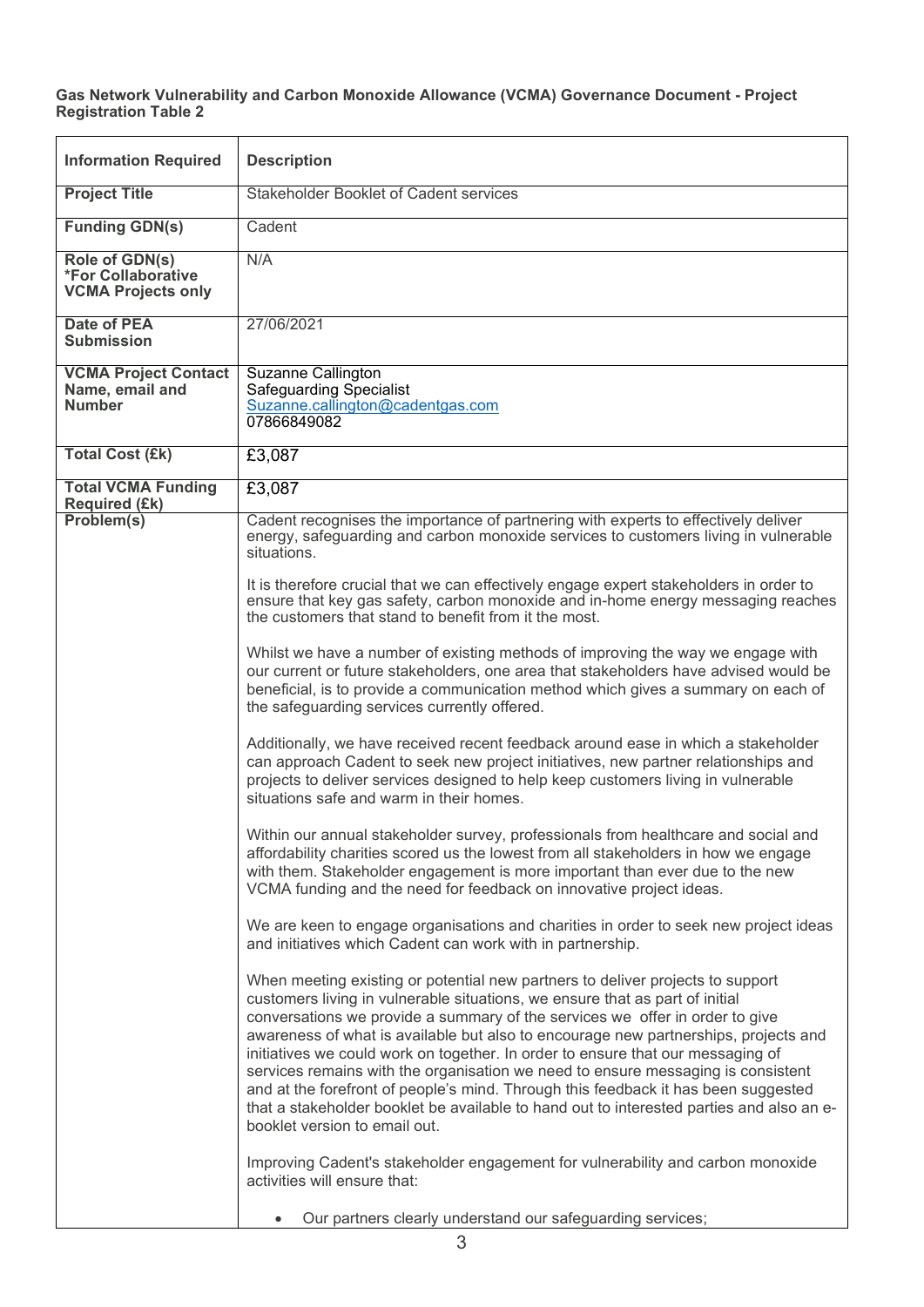**Gas Network Vulnerability and Carbon Monoxide Allowance (VCMA) Governance Document - Project Registration Table 2**

| **Information Required** | **Description** |
| --- | --- |
| **Project Title** | Stakeholder Booklet of Cadent services |
| **Funding GDN(s)** | Cadent |
| **Role of GDN(s) *For Collaborative VCMA Projects only** | N/A |
| **Date of PEA Submission** | 27/06/2021 |
| **VCMA Project Contact Name, email and Number** | Suzanne Callington<br>Safeguarding Specialist<br>Suzanne.callington@cadentgas.com<br>07866849082 |
| **Total Cost (£k)** | £3,087 |
| **Total VCMA Funding Required (£k)** | £3,087 |
| **Problem(s)** | Cadent recognises the importance of partnering with experts to effectively deliver energy, safeguarding and carbon monoxide services to customers living in vulnerable situations.<br><br>It is therefore crucial that we can effectively engage expert stakeholders in order to ensure that key gas safety, carbon monoxide and in-home energy messaging reaches the customers that stand to benefit from it the most.<br><br>Whilst we have a number of existing methods of improving the way we engage with our current or future stakeholders, one area that stakeholders have advised would be beneficial, is to provide a communication method which gives a summary on each of the safeguarding services currently offered.<br><br>Additionally, we have received recent feedback around ease in which a stakeholder can approach Cadent to seek new project initiatives, new partner relationships and projects to deliver services designed to help keep customers living in vulnerable situations safe and warm in their homes.<br><br>Within our annual stakeholder survey, professionals from healthcare and social and affordability charities scored us the lowest from all stakeholders in how we engage with them. Stakeholder engagement is more important than ever due to the new VCMA funding and the need for feedback on innovative project ideas.<br><br>We are keen to engage organisations and charities in order to seek new project ideas and initiatives which Cadent can work with in partnership.<br><br>When meeting existing or potential new partners to deliver projects to support customers living in vulnerable situations, we ensure that as part of initial conversations we provide a summary of the services we offer in order to give awareness of what is available but also to encourage new partnerships, projects and initiatives we could work on together. In order to ensure that our messaging of services remains with the organisation we need to ensure messaging is consistent and at the forefront of people's mind. Through this feedback it has been suggested that a stakeholder booklet be available to hand out to interested parties and also an e-booklet version to email out.<br><br>Improving Cadent's stakeholder engagement for vulnerability and carbon monoxide activities will ensure that:<br><br>• Our partners clearly understand our safeguarding services; |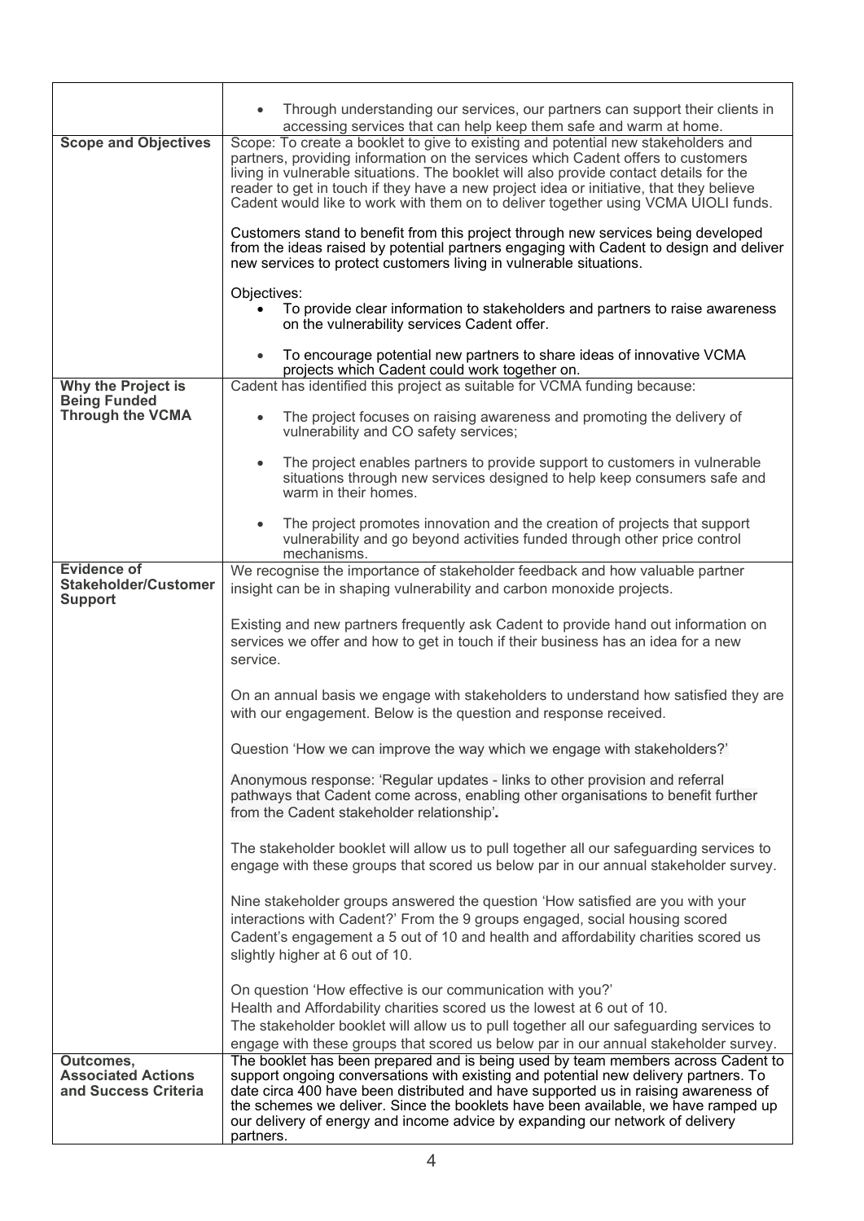| | |
|---|---|
| | • Through understanding our services, our partners can support their clients in accessing services that can help keep them safe and warm at home. |
| **Scope and Objectives** | Scope: To create a booklet to give to existing and potential new stakeholders and partners, providing information on the services which Cadent offers to customers living in vulnerable situations. The booklet will also provide contact details for the reader to get in touch if they have a new project idea or initiative, that they believe Cadent would like to work with them on to deliver together using VCMA UIOLI funds.<br><br>Customers stand to benefit from this project through new services being developed from the ideas raised by potential partners engaging with Cadent to design and deliver new services to protect customers living in vulnerable situations.<br><br>Objectives:<br>• To provide clear information to stakeholders and partners to raise awareness on the vulnerability services Cadent offer.<br>• To encourage potential new partners to share ideas of innovative VCMA projects which Cadent could work together on. |
| **Why the Project is Being Funded Through the VCMA** | Cadent has identified this project as suitable for VCMA funding because:<br><br>• The project focuses on raising awareness and promoting the delivery of vulnerability and CO safety services;<br>• The project enables partners to provide support to customers in vulnerable situations through new services designed to help keep consumers safe and warm in their homes.<br>• The project promotes innovation and the creation of projects that support vulnerability and go beyond activities funded through other price control mechanisms. |
| **Evidence of Stakeholder/Customer Support** | We recognise the importance of stakeholder feedback and how valuable partner insight can be in shaping vulnerability and carbon monoxide projects.<br><br>Existing and new partners frequently ask Cadent to provide hand out information on services we offer and how to get in touch if their business has an idea for a new service.<br><br>On an annual basis we engage with stakeholders to understand how satisfied they are with our engagement. Below is the question and response received.<br><br>Question 'How we can improve the way which we engage with stakeholders?'<br><br>Anonymous response: 'Regular updates - links to other provision and referral pathways that Cadent come across, enabling other organisations to benefit further from the Cadent stakeholder relationship'.<br><br>The stakeholder booklet will allow us to pull together all our safeguarding services to engage with these groups that scored us below par in our annual stakeholder survey.<br><br>Nine stakeholder groups answered the question 'How satisfied are you with your interactions with Cadent?' From the 9 groups engaged, social housing scored Cadent's engagement a 5 out of 10 and health and affordability charities scored us slightly higher at 6 out of 10.<br><br>On question 'How effective is our communication with you?'<br>Health and Affordability charities scored us the lowest at 6 out of 10.<br>The stakeholder booklet will allow us to pull together all our safeguarding services to engage with these groups that scored us below par in our annual stakeholder survey. |
| **Outcomes, Associated Actions and Success Criteria** | The booklet has been prepared and is being used by team members across Cadent to support ongoing conversations with existing and potential new delivery partners. To date circa 400 have been distributed and have supported us in raising awareness of the schemes we deliver. Since the booklets have been available, we have ramped up our delivery of energy and income advice by expanding our network of delivery partners. |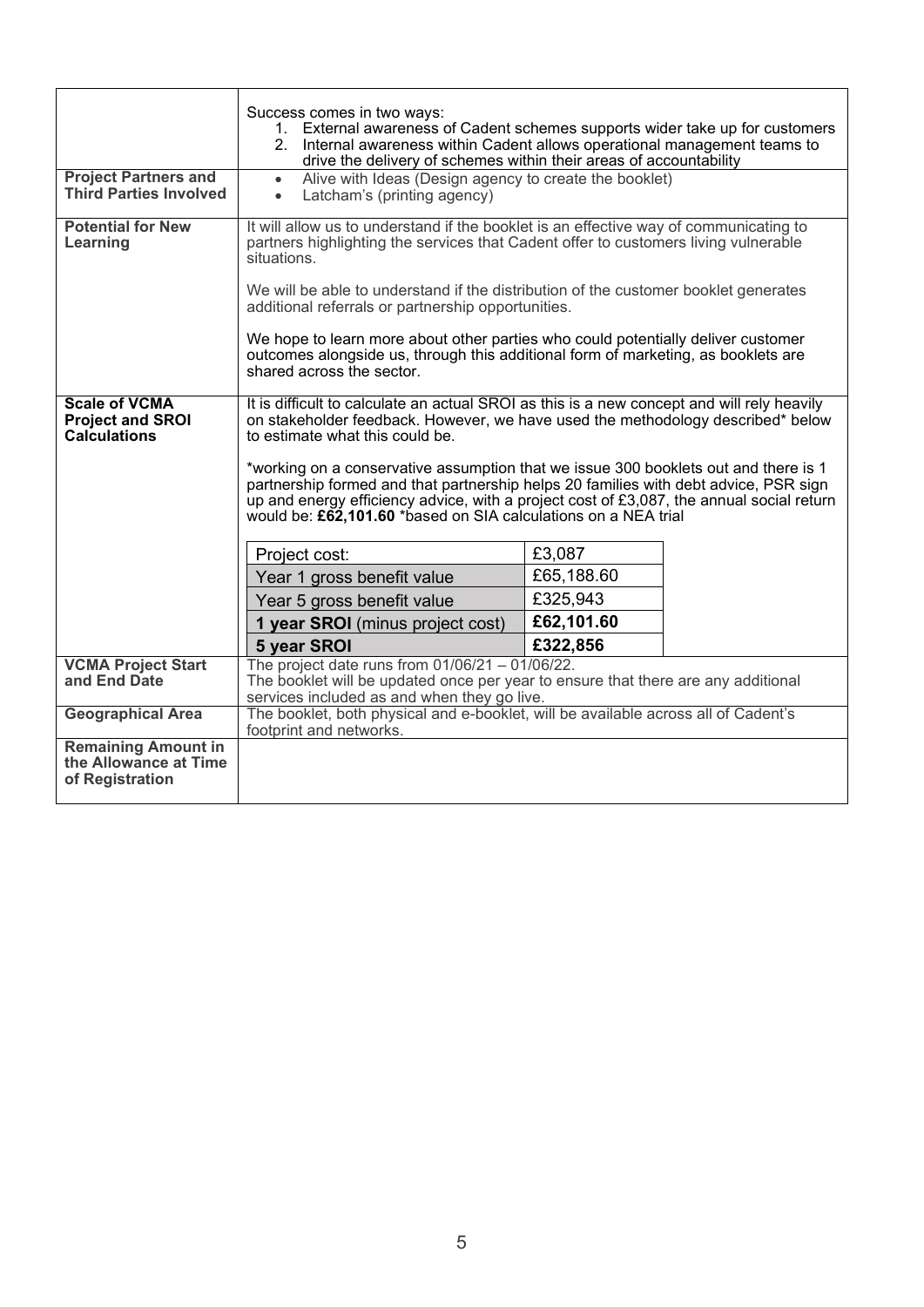| | |
|---|---|
| | Success comes in two ways:<br>1. External awareness of Cadent schemes supports wider take up for customers<br>2. Internal awareness within Cadent allows operational management teams to drive the delivery of schemes within their areas of accountability |
| **Project Partners and Third Parties Involved** | • Alive with Ideas (Design agency to create the booklet)<br>• Latcham's (printing agency) |
| **Potential for New Learning** | It will allow us to understand if the booklet is an effective way of communicating to partners highlighting the services that Cadent offer to customers living vulnerable situations.<br><br>We will be able to understand if the distribution of the customer booklet generates additional referrals or partnership opportunities.<br><br>We hope to learn more about other parties who could potentially deliver customer outcomes alongside us, through this additional form of marketing, as booklets are shared across the sector. |
| **Scale of VCMA Project and SROI Calculations** | It is difficult to calculate an actual SROI as this is a new concept and will rely heavily on stakeholder feedback. However, we have used the methodology described* below to estimate what this could be.<br><br>*working on a conservative assumption that we issue 300 booklets out and there is 1 partnership formed and that partnership helps 20 families with debt advice, PSR sign up and energy efficiency advice, with a project cost of £3,087, the annual social return would be: **£62,101.60** *based on SIA calculations on a NEA trial<br><br>Project cost: £3,087<br>Year 1 gross benefit value: £65,188.60<br>Year 5 gross benefit value: £325,943<br>**1 year SROI** (minus project cost): **£62,101.60**<br>**5 year SROI**: **£322,856** |
| **VCMA Project Start and End Date** | The project date runs from 01/06/21 – 01/06/22.<br>The booklet will be updated once per year to ensure that there are any additional services included as and when they go live. |
| **Geographical Area** | The booklet, both physical and e-booklet, will be available across all of Cadent's footprint and networks. |
| **Remaining Amount in the Allowance at Time of Registration** | |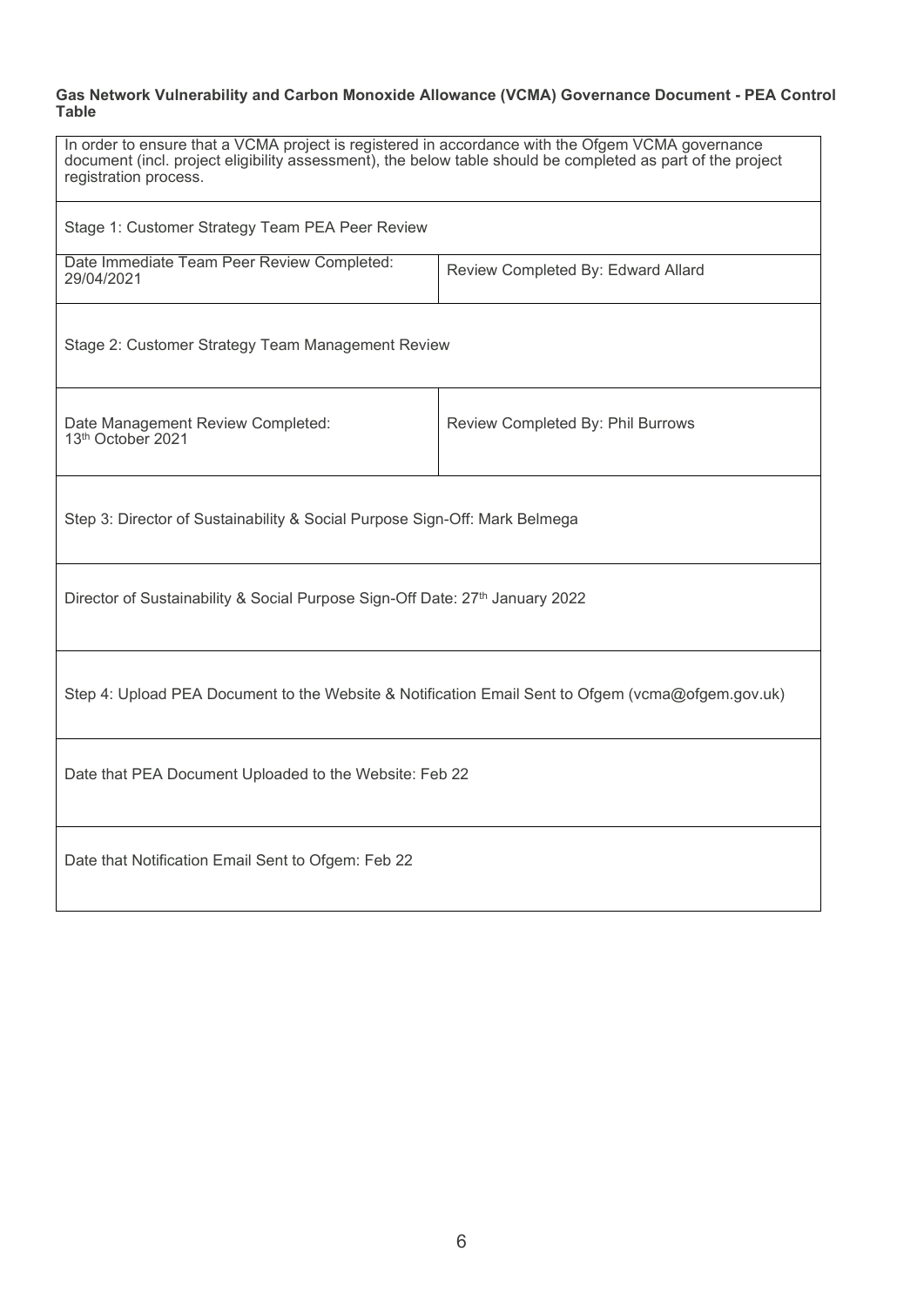**Gas Network Vulnerability and Carbon Monoxide Allowance (VCMA) Governance Document - PEA Control Table**

| | |
|---|---|
| In order to ensure that a VCMA project is registered in accordance with the Ofgem VCMA governance document (incl. project eligibility assessment), the below table should be completed as part of the project registration process. | |
| Stage 1: Customer Strategy Team PEA Peer Review | |
| Date Immediate Team Peer Review Completed: 29/04/2021 | Review Completed By: Edward Allard |
| Stage 2: Customer Strategy Team Management Review | |
| Date Management Review Completed: 13th October 2021 | Review Completed By: Phil Burrows |
| Step 3: Director of Sustainability & Social Purpose Sign-Off: Mark Belmega | |
| Director of Sustainability & Social Purpose Sign-Off Date: 27th January 2022 | |
| Step 4: Upload PEA Document to the Website & Notification Email Sent to Ofgem (vcma@ofgem.gov.uk) | |
| Date that PEA Document Uploaded to the Website: Feb 22 | |
| Date that Notification Email Sent to Ofgem: Feb 22 | |